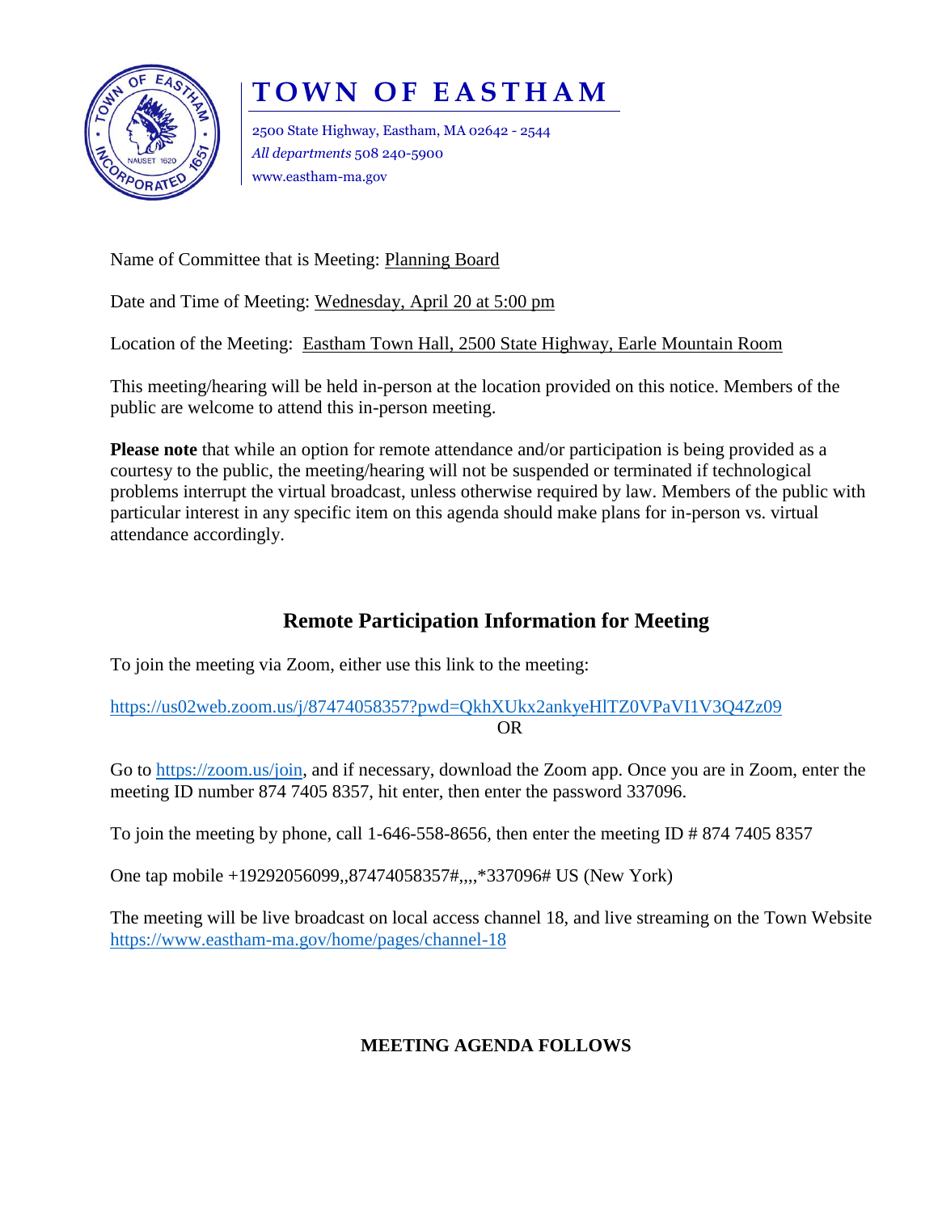# TOWN OF EASTHAM

2500 State Highway, Eastham, MA 02642 - 2544
*All departments* 508 240-5900
www.eastham-ma.gov

Name of Committee that is Meeting: Planning Board

Date and Time of Meeting: Wednesday, April 20 at 5:00 pm

Location of the Meeting: Eastham Town Hall, 2500 State Highway, Earle Mountain Room

This meeting/hearing will be held in-person at the location provided on this notice. Members of the public are welcome to attend this in-person meeting.

**Please note** that while an option for remote attendance and/or participation is being provided as a courtesy to the public, the meeting/hearing will not be suspended or terminated if technological problems interrupt the virtual broadcast, unless otherwise required by law. Members of the public with particular interest in any specific item on this agenda should make plans for in-person vs. virtual attendance accordingly.

## Remote Participation Information for Meeting

To join the meeting via Zoom, either use this link to the meeting:

https://us02web.zoom.us/j/87474058357?pwd=QkhXUkx2ankyeHlTZ0VPaVI1V3Q4Zz09

OR

Go to https://zoom.us/join, and if necessary, download the Zoom app. Once you are in Zoom, enter the meeting ID number 874 7405 8357, hit enter, then enter the password 337096.

To join the meeting by phone, call 1-646-558-8656, then enter the meeting ID # 874 7405 8357

One tap mobile +19292056099,,87474058357#,,,,*337096# US (New York)

The meeting will be live broadcast on local access channel 18, and live streaming on the Town Website https://www.eastham-ma.gov/home/pages/channel-18

**MEETING AGENDA FOLLOWS**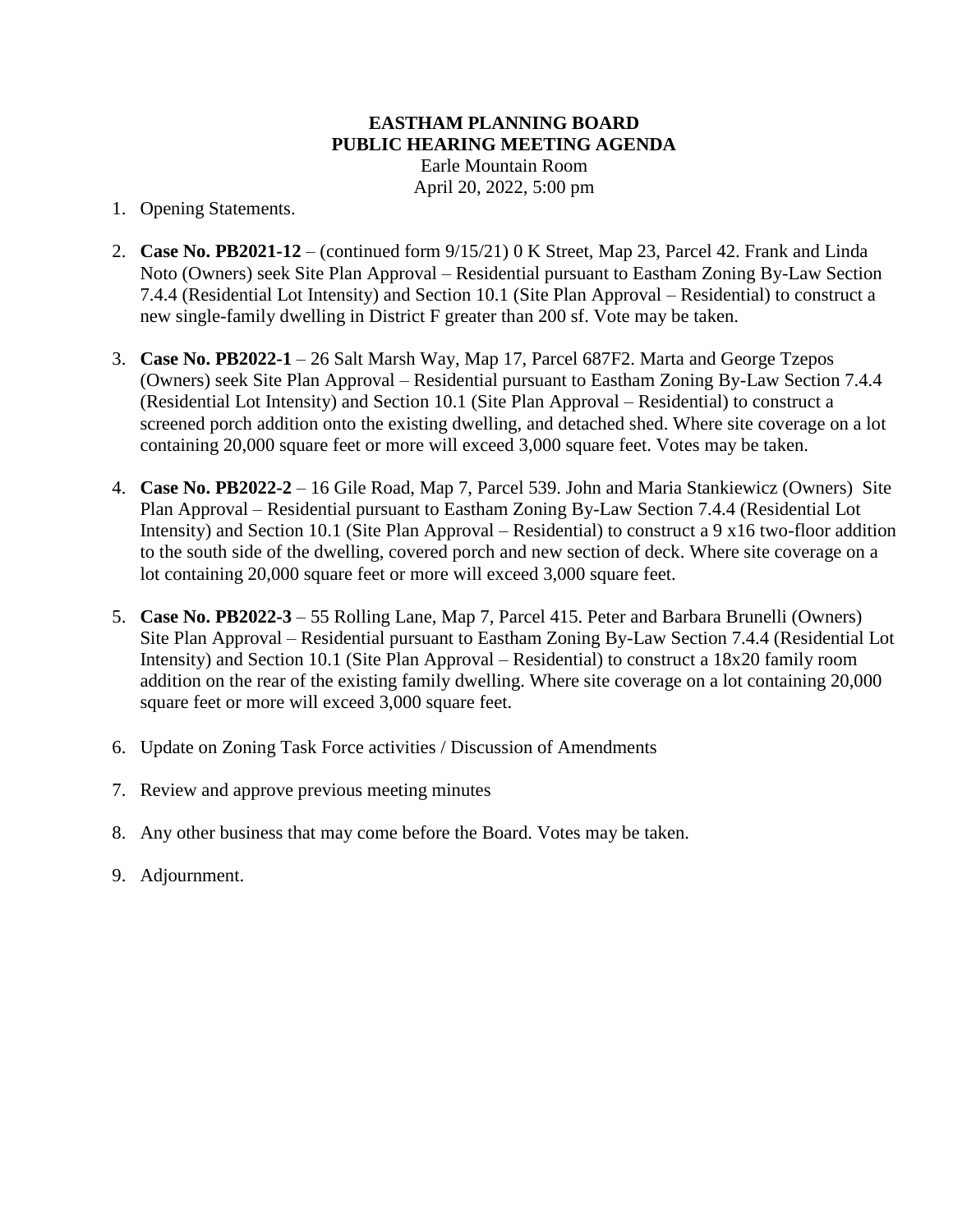# EASTHAM PLANNING BOARD
# PUBLIC HEARING MEETING AGENDA

Earle Mountain Room
April 20, 2022, 5:00 pm

1. Opening Statements.

2. **Case No. PB2021-12** – (continued form 9/15/21) 0 K Street, Map 23, Parcel 42. Frank and Linda Noto (Owners) seek Site Plan Approval – Residential pursuant to Eastham Zoning By-Law Section 7.4.4 (Residential Lot Intensity) and Section 10.1 (Site Plan Approval – Residential) to construct a new single-family dwelling in District F greater than 200 sf. Vote may be taken.

3. **Case No. PB2022-1** – 26 Salt Marsh Way, Map 17, Parcel 687F2. Marta and George Tzepos (Owners) seek Site Plan Approval – Residential pursuant to Eastham Zoning By-Law Section 7.4.4 (Residential Lot Intensity) and Section 10.1 (Site Plan Approval – Residential) to construct a screened porch addition onto the existing dwelling, and detached shed. Where site coverage on a lot containing 20,000 square feet or more will exceed 3,000 square feet. Votes may be taken.

4. **Case No. PB2022-2** – 16 Gile Road, Map 7, Parcel 539. John and Maria Stankiewicz (Owners) Site Plan Approval – Residential pursuant to Eastham Zoning By-Law Section 7.4.4 (Residential Lot Intensity) and Section 10.1 (Site Plan Approval – Residential) to construct a 9 x16 two-floor addition to the south side of the dwelling, covered porch and new section of deck. Where site coverage on a lot containing 20,000 square feet or more will exceed 3,000 square feet.

5. **Case No. PB2022-3** – 55 Rolling Lane, Map 7, Parcel 415. Peter and Barbara Brunelli (Owners) Site Plan Approval – Residential pursuant to Eastham Zoning By-Law Section 7.4.4 (Residential Lot Intensity) and Section 10.1 (Site Plan Approval – Residential) to construct a 18x20 family room addition on the rear of the existing family dwelling. Where site coverage on a lot containing 20,000 square feet or more will exceed 3,000 square feet.

6. Update on Zoning Task Force activities / Discussion of Amendments

7. Review and approve previous meeting minutes

8. Any other business that may come before the Board. Votes may be taken.

9. Adjournment.